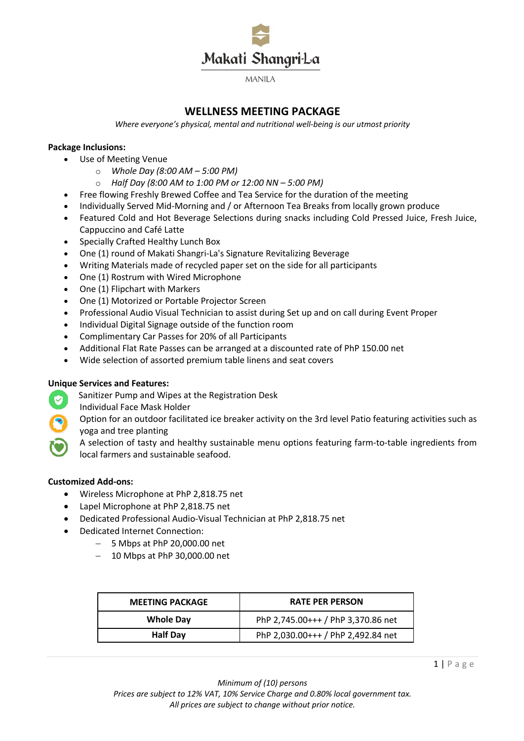Makati Shangri-La

MANILA

# WELLNESS MEETING PACKAGE

*Where everyone's physical, mental and nutritional well-being is our utmost priority*

**Package Inclusions:**

- Use of Meeting Venue
    - *Whole Day (8:00 AM – 5:00 PM)*
    - *Half Day (8:00 AM to 1:00 PM or 12:00 NN – 5:00 PM)*
- Free flowing Freshly Brewed Coffee and Tea Service for the duration of the meeting
- Individually Served Mid-Morning and / or Afternoon Tea Breaks from locally grown produce
- Featured Cold and Hot Beverage Selections during snacks including Cold Pressed Juice, Fresh Juice, Cappuccino and Café Latte
- Specially Crafted Healthy Lunch Box
- One (1) round of Makati Shangri-La's Signature Revitalizing Beverage
- Writing Materials made of recycled paper set on the side for all participants
- One (1) Rostrum with Wired Microphone
- One (1) Flipchart with Markers
- One (1) Motorized or Portable Projector Screen
- Professional Audio Visual Technician to assist during Set up and on call during Event Proper
- Individual Digital Signage outside of the function room
- Complimentary Car Passes for 20% of all Participants
- Additional Flat Rate Passes can be arranged at a discounted rate of PhP 150.00 net
- Wide selection of assorted premium table linens and seat covers

**Unique Services and Features:**

Sanitizer Pump and Wipes at the Registration Desk

Individual Face Mask Holder

Option for an outdoor facilitated ice breaker activity on the 3rd level Patio featuring activities such as yoga and tree planting

A selection of tasty and healthy sustainable menu options featuring farm-to-table ingredients from local farmers and sustainable seafood.

**Customized Add-ons:**

- Wireless Microphone at PhP 2,818.75 net
- Lapel Microphone at PhP 2,818.75 net
- Dedicated Professional Audio-Visual Technician at PhP 2,818.75 net
- Dedicated Internet Connection:
    - 5 Mbps at PhP 20,000.00 net
    - 10 Mbps at PhP 30,000.00 net

| MEETING PACKAGE | RATE PER PERSON |
|---|---|
| **Whole Day** | PhP 2,745.00+++ / PhP 3,370.86 net |
| **Half Day** | PhP 2,030.00+++ / PhP 2,492.84 net |

*Minimum of (10) persons*
*Prices are subject to 12% VAT, 10% Service Charge and 0.80% local government tax.*
*All prices are subject to change without prior notice.*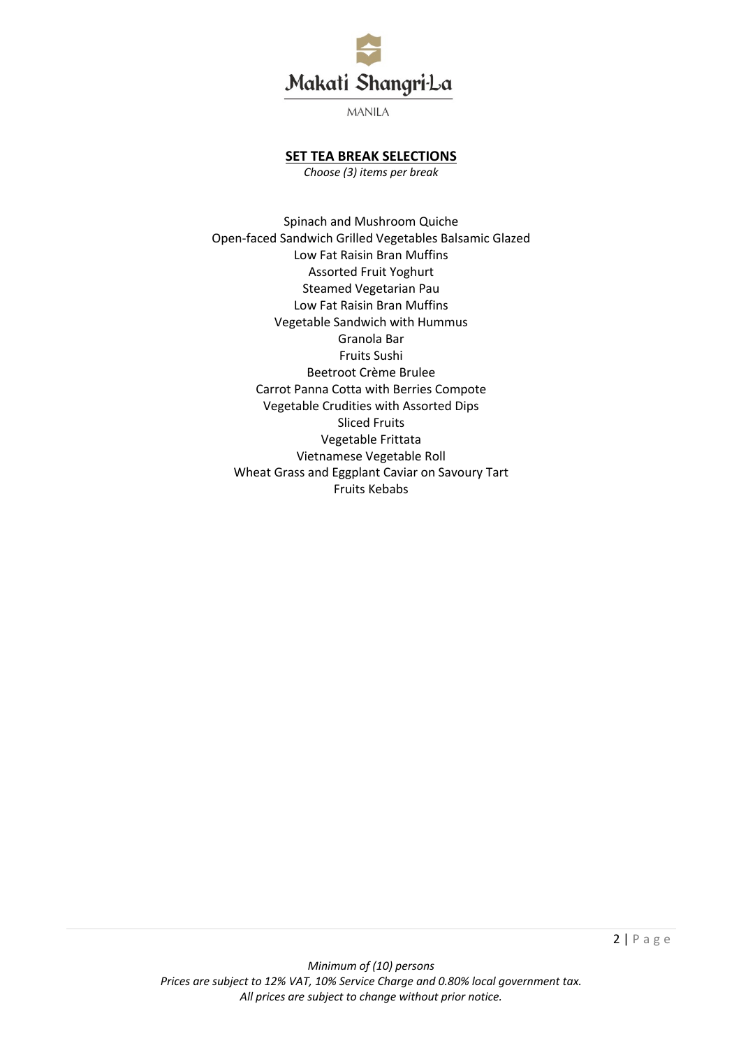Makati Shangri-La

MANILA

## SET TEA BREAK SELECTIONS

*Choose (3) items per break*

Spinach and Mushroom Quiche
Open-faced Sandwich Grilled Vegetables Balsamic Glazed
Low Fat Raisin Bran Muffins
Assorted Fruit Yoghurt
Steamed Vegetarian Pau
Low Fat Raisin Bran Muffins
Vegetable Sandwich with Hummus
Granola Bar
Fruits Sushi
Beetroot Crème Brulee
Carrot Panna Cotta with Berries Compote
Vegetable Crudities with Assorted Dips
Sliced Fruits
Vegetable Frittata
Vietnamese Vegetable Roll
Wheat Grass and Eggplant Caviar on Savoury Tart
Fruits Kebabs

*Minimum of (10) persons*
*Prices are subject to 12% VAT, 10% Service Charge and 0.80% local government tax.*
*All prices are subject to change without prior notice.*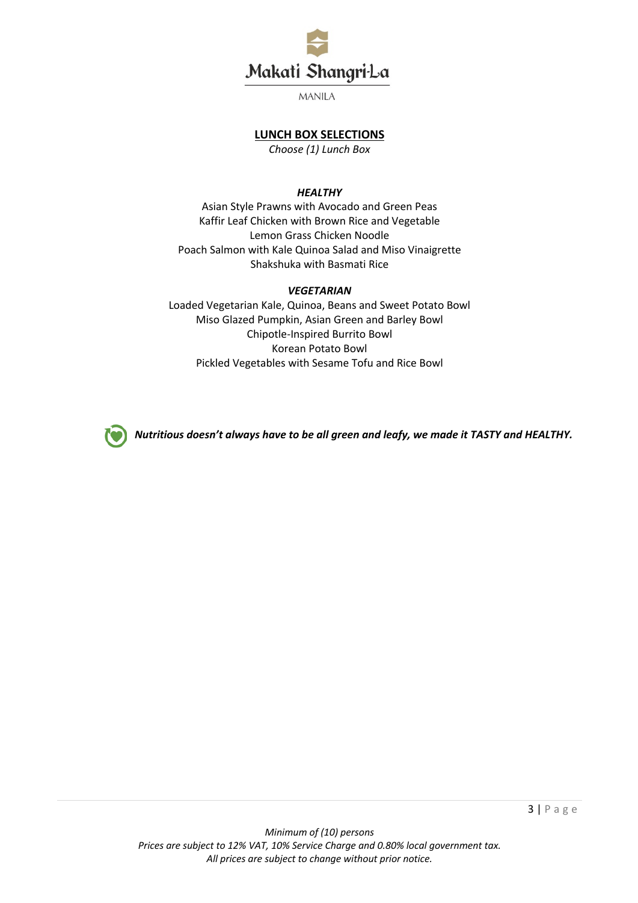Makati Shangri-La

MANILA

## LUNCH BOX SELECTIONS

*Choose (1) Lunch Box*

### *HEALTHY*

Asian Style Prawns with Avocado and Green Peas
Kaffir Leaf Chicken with Brown Rice and Vegetable
Lemon Grass Chicken Noodle
Poach Salmon with Kale Quinoa Salad and Miso Vinaigrette
Shakshuka with Basmati Rice

### *VEGETARIAN*

Loaded Vegetarian Kale, Quinoa, Beans and Sweet Potato Bowl
Miso Glazed Pumpkin, Asian Green and Barley Bowl
Chipotle-Inspired Burrito Bowl
Korean Potato Bowl
Pickled Vegetables with Sesame Tofu and Rice Bowl

***Nutritious doesn't always have to be all green and leafy, we made it TASTY and HEALTHY.***

*Minimum of (10) persons*
*Prices are subject to 12% VAT, 10% Service Charge and 0.80% local government tax.*
*All prices are subject to change without prior notice.*